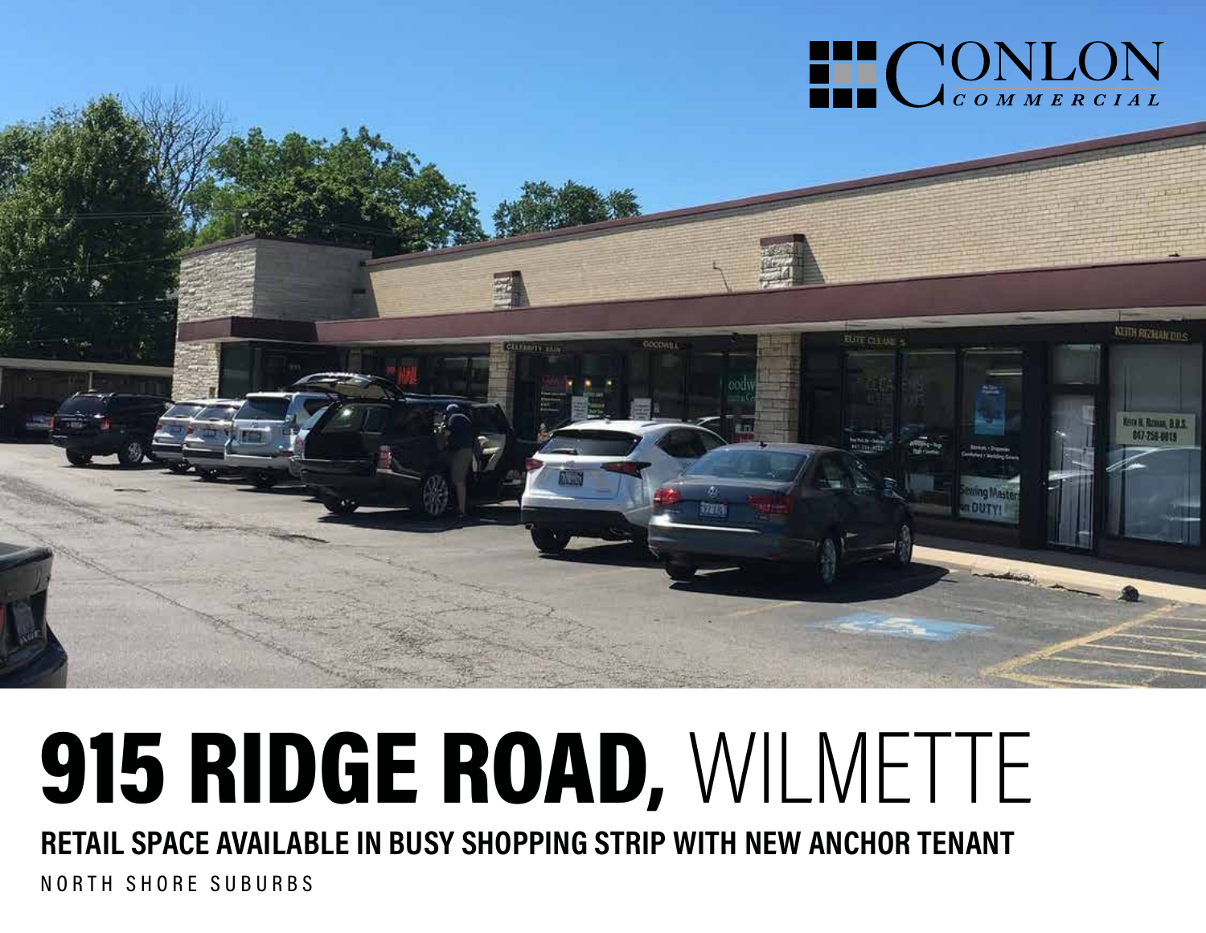CONLON COMMERCIAL

# 915 RIDGE ROAD, WILMETTE

## RETAIL SPACE AVAILABLE IN BUSY SHOPPING STRIP WITH NEW ANCHOR TENANT

NORTH SHORE SUBURBS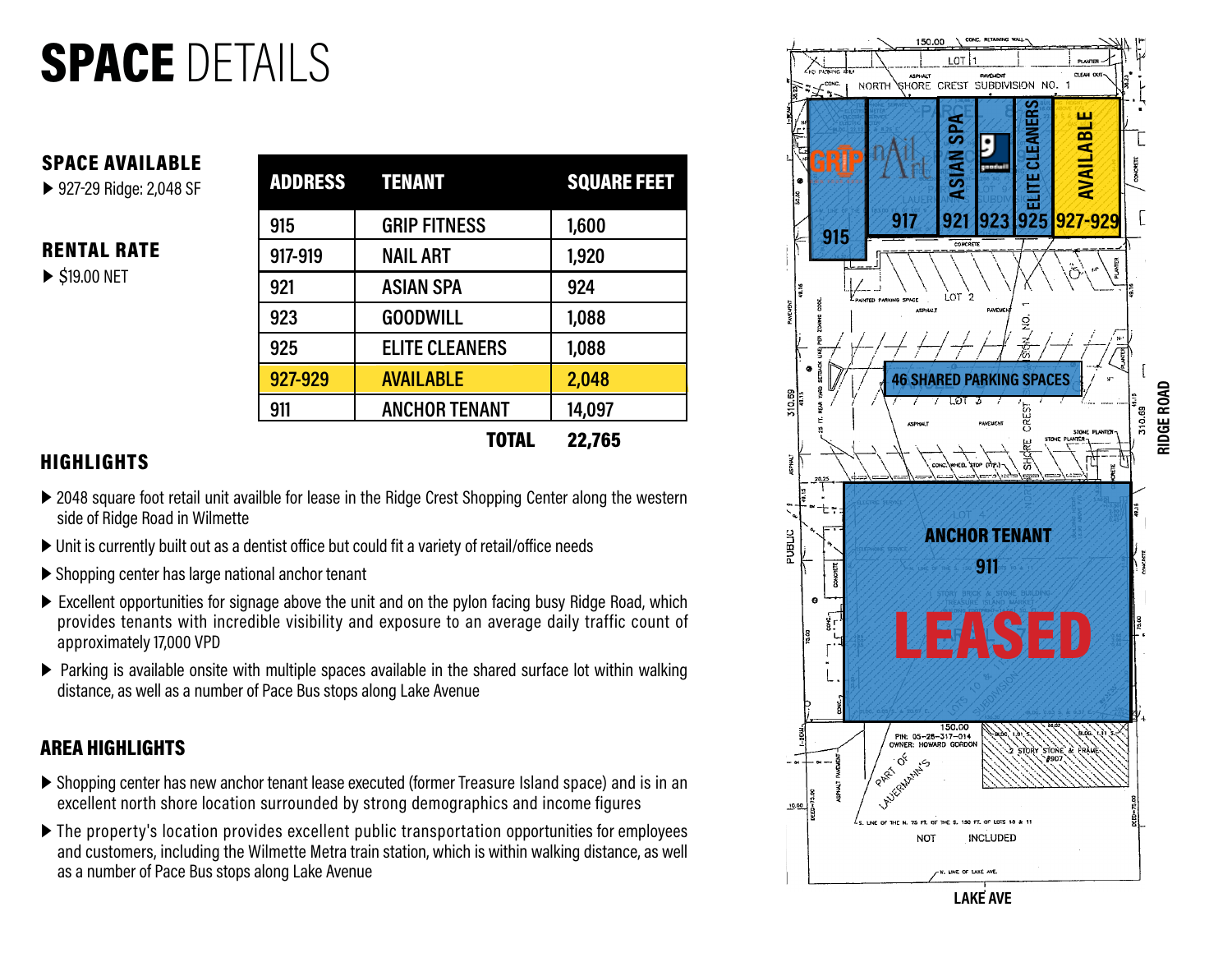# SPACE DETAILS

## SPACE AVAILABLE

- 927-29 Ridge: 2,048 SF

## RENTAL RATE

- $19.00 NET

| ADDRESS | TENANT | SQUARE FEET |
|---|---|---|
| 915 | GRIP FITNESS | 1,600 |
| 917-919 | NAIL ART | 1,920 |
| 921 | ASIAN SPA | 924 |
| 923 | GOODWILL | 1,088 |
| 925 | ELITE CLEANERS | 1,088 |
| 927-929 | AVAILABLE | 2,048 |
| 911 | ANCHOR TENANT | 14,097 |
| | TOTAL | 22,765 |

## HIGHLIGHTS

- 2048 square foot retail unit availble for lease in the Ridge Crest Shopping Center along the western side of Ridge Road in Wilmette
- Unit is currently built out as a dentist office but could fit a variety of retail/office needs
- Shopping center has large national anchor tenant
- Excellent opportunities for signage above the unit and on the pylon facing busy Ridge Road, which provides tenants with incredible visibility and exposure to an average daily traffic count of approximately 17,000 VPD
- Parking is available onsite with multiple spaces available in the shared surface lot within walking distance, as well as a number of Pace Bus stops along Lake Avenue

## AREA HIGHLIGHTS

- Shopping center has new anchor tenant lease executed (former Treasure Island space) and is in an excellent north shore location surrounded by strong demographics and income figures
- The property's location provides excellent public transportation opportunities for employees and customers, including the Wilmette Metra train station, which is within walking distance, as well as a number of Pace Bus stops along Lake Avenue

915 | 917 | 921 | 923 | 925 | 927-929 AVAILABLE

ASIAN SPA | ELITE CLEANERS

46 SHARED PARKING SPACES

ANCHOR TENANT 911 LEASED

RIDGE ROAD

LAKE AVE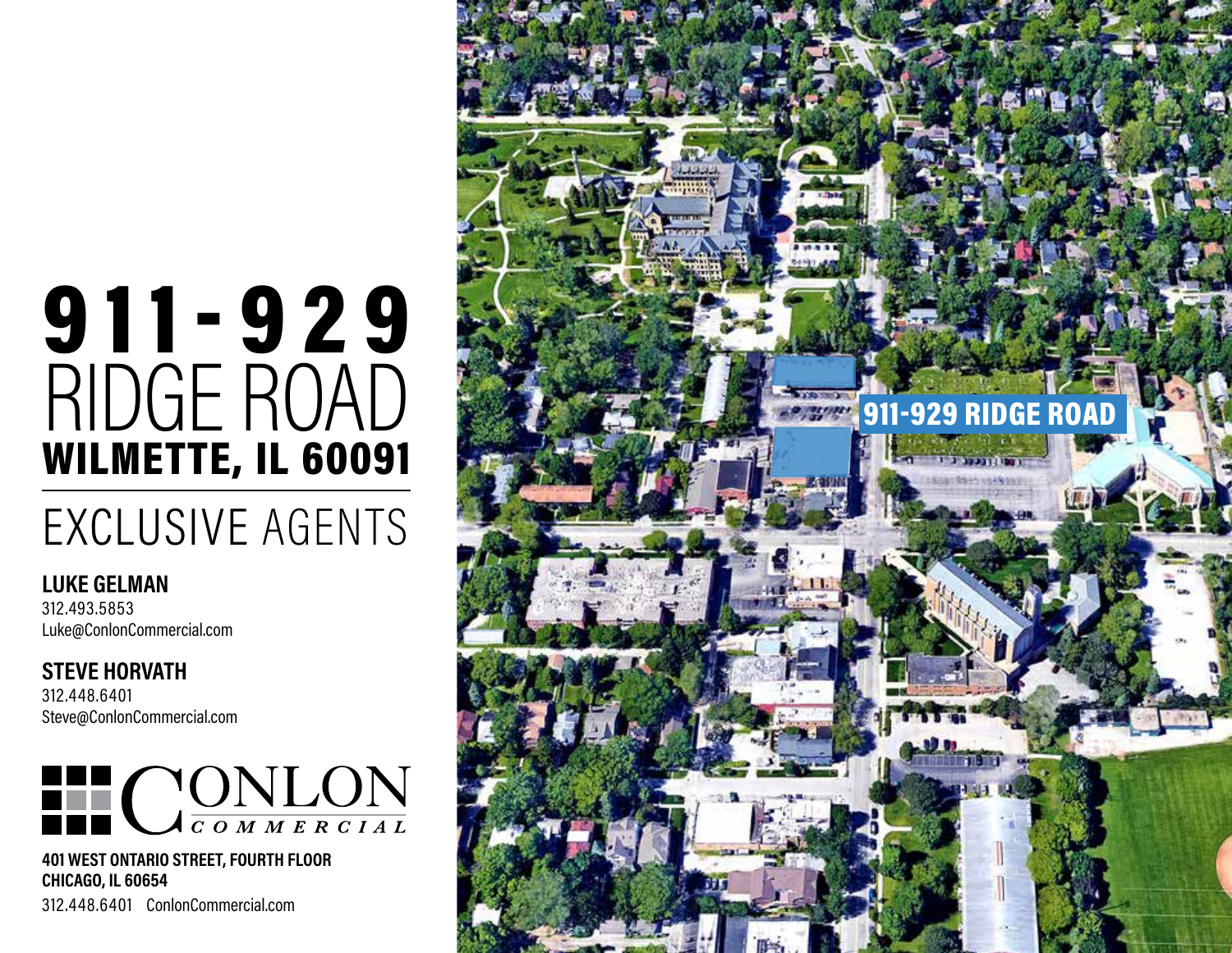# 911-929 RIDGE ROAD

## WILMETTE, IL 60091

## EXCLUSIVE AGENTS

**LUKE GELMAN**
312.493.5853
Luke@ConlonCommercial.com

**STEVE HORVATH**
312.448.6401
Steve@ConlonCommercial.com

CONLON COMMERCIAL

**401 WEST ONTARIO STREET, FOURTH FLOOR**
**CHICAGO, IL 60654**
312.448.6401 ConlonCommercial.com

911-929 RIDGE ROAD